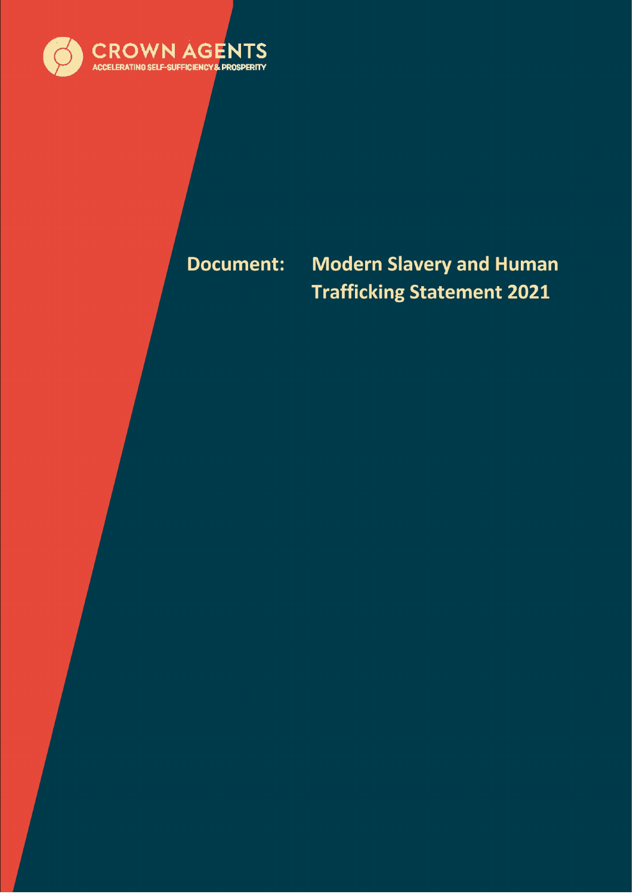CROWN AGENTS

ACCELERATING SELF-SUFFICIENCY & PROSPERITY

# Document: Modern Slavery and Human Trafficking Statement 2021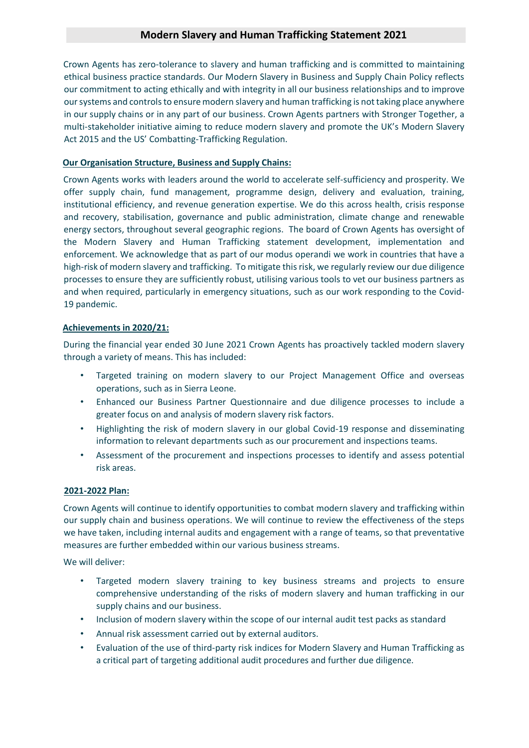# Modern Slavery and Human Trafficking Statement 2021

Crown Agents has zero-tolerance to slavery and human trafficking and is committed to maintaining ethical business practice standards. Our Modern Slavery in Business and Supply Chain Policy reflects our commitment to acting ethically and with integrity in all our business relationships and to improve our systems and controls to ensure modern slavery and human trafficking is not taking place anywhere in our supply chains or in any part of our business. Crown Agents partners with Stronger Together, a multi-stakeholder initiative aiming to reduce modern slavery and promote the UK's Modern Slavery Act 2015 and the US' Combatting-Trafficking Regulation.

## Our Organisation Structure, Business and Supply Chains:

Crown Agents works with leaders around the world to accelerate self-sufficiency and prosperity. We offer supply chain, fund management, programme design, delivery and evaluation, training, institutional efficiency, and revenue generation expertise. We do this across health, crisis response and recovery, stabilisation, governance and public administration, climate change and renewable energy sectors, throughout several geographic regions. The board of Crown Agents has oversight of the Modern Slavery and Human Trafficking statement development, implementation and enforcement. We acknowledge that as part of our modus operandi we work in countries that have a high-risk of modern slavery and trafficking. To mitigate this risk, we regularly review our due diligence processes to ensure they are sufficiently robust, utilising various tools to vet our business partners as and when required, particularly in emergency situations, such as our work responding to the Covid-19 pandemic.

## Achievements in 2020/21:

During the financial year ended 30 June 2021 Crown Agents has proactively tackled modern slavery through a variety of means. This has included:

- Targeted training on modern slavery to our Project Management Office and overseas operations, such as in Sierra Leone.
- Enhanced our Business Partner Questionnaire and due diligence processes to include a greater focus on and analysis of modern slavery risk factors.
- Highlighting the risk of modern slavery in our global Covid-19 response and disseminating information to relevant departments such as our procurement and inspections teams.
- Assessment of the procurement and inspections processes to identify and assess potential risk areas.

## 2021-2022 Plan:

Crown Agents will continue to identify opportunities to combat modern slavery and trafficking within our supply chain and business operations. We will continue to review the effectiveness of the steps we have taken, including internal audits and engagement with a range of teams, so that preventative measures are further embedded within our various business streams.

We will deliver:

- Targeted modern slavery training to key business streams and projects to ensure comprehensive understanding of the risks of modern slavery and human trafficking in our supply chains and our business.
- Inclusion of modern slavery within the scope of our internal audit test packs as standard
- Annual risk assessment carried out by external auditors.
- Evaluation of the use of third-party risk indices for Modern Slavery and Human Trafficking as a critical part of targeting additional audit procedures and further due diligence.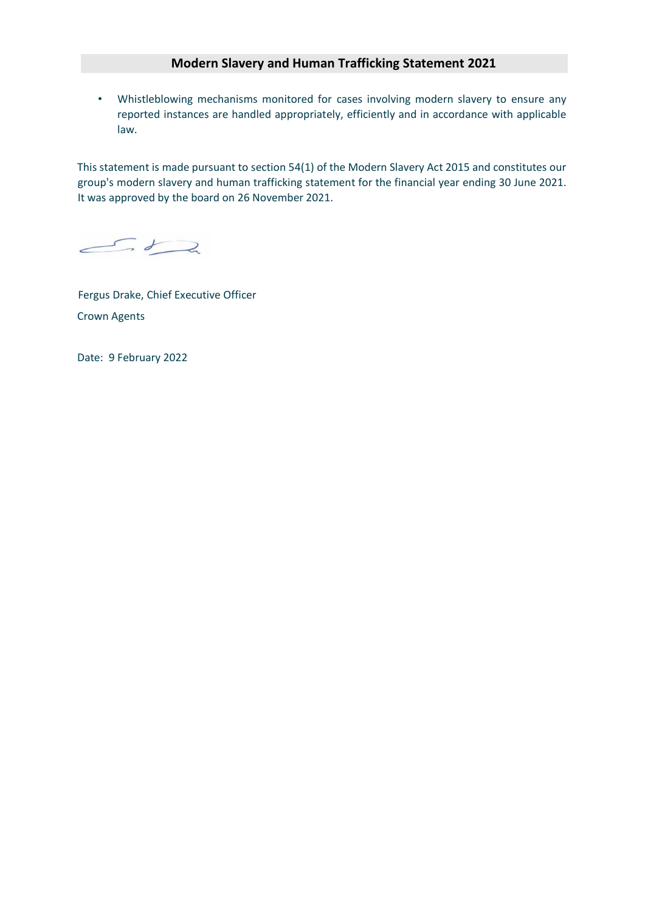## Modern Slavery and Human Trafficking Statement 2021

- Whistleblowing mechanisms monitored for cases involving modern slavery to ensure any reported instances are handled appropriately, efficiently and in accordance with applicable law.

This statement is made pursuant to section 54(1) of the Modern Slavery Act 2015 and constitutes our group's modern slavery and human trafficking statement for the financial year ending 30 June 2021. It was approved by the board on 26 November 2021.

Fergus Drake, Chief Executive Officer

Crown Agents

Date: 9 February 2022